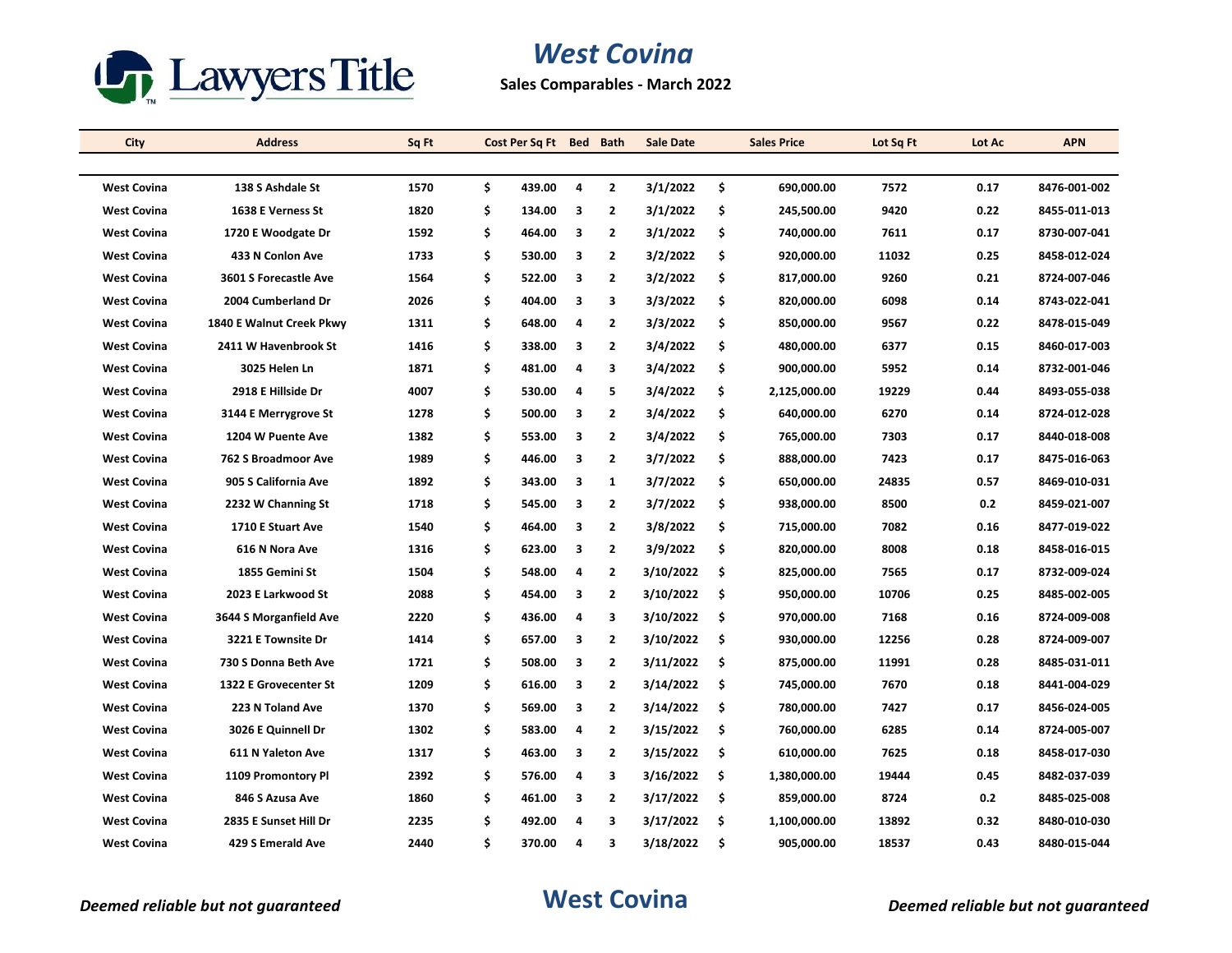Lawyers Title

# West Covina

**Sales Comparables - March 2022**

| City | Address | Sq Ft | Cost Per Sq Ft | Bed | Bath | Sale Date | Sales Price | Lot Sq Ft | Lot Ac | APN |
|---|---|---|---|---|---|---|---|---|---|---|
| West Covina | 138 S Ashdale St | 1570 | $ 439.00 | 4 | 2 | 3/1/2022 | $ 690,000.00 | 7572 | 0.17 | 8476-001-002 |
| West Covina | 1638 E Verness St | 1820 | $ 134.00 | 3 | 2 | 3/1/2022 | $ 245,500.00 | 9420 | 0.22 | 8455-011-013 |
| West Covina | 1720 E Woodgate Dr | 1592 | $ 464.00 | 3 | 2 | 3/1/2022 | $ 740,000.00 | 7611 | 0.17 | 8730-007-041 |
| West Covina | 433 N Conlon Ave | 1733 | $ 530.00 | 3 | 2 | 3/2/2022 | $ 920,000.00 | 11032 | 0.25 | 8458-012-024 |
| West Covina | 3601 S Forecastle Ave | 1564 | $ 522.00 | 3 | 2 | 3/2/2022 | $ 817,000.00 | 9260 | 0.21 | 8724-007-046 |
| West Covina | 2004 Cumberland Dr | 2026 | $ 404.00 | 3 | 3 | 3/3/2022 | $ 820,000.00 | 6098 | 0.14 | 8743-022-041 |
| West Covina | 1840 E Walnut Creek Pkwy | 1311 | $ 648.00 | 4 | 2 | 3/3/2022 | $ 850,000.00 | 9567 | 0.22 | 8478-015-049 |
| West Covina | 2411 W Havenbrook St | 1416 | $ 338.00 | 3 | 2 | 3/4/2022 | $ 480,000.00 | 6377 | 0.15 | 8460-017-003 |
| West Covina | 3025 Helen Ln | 1871 | $ 481.00 | 4 | 3 | 3/4/2022 | $ 900,000.00 | 5952 | 0.14 | 8732-001-046 |
| West Covina | 2918 E Hillside Dr | 4007 | $ 530.00 | 4 | 5 | 3/4/2022 | $ 2,125,000.00 | 19229 | 0.44 | 8493-055-038 |
| West Covina | 3144 E Merrygrove St | 1278 | $ 500.00 | 3 | 2 | 3/4/2022 | $ 640,000.00 | 6270 | 0.14 | 8724-012-028 |
| West Covina | 1204 W Puente Ave | 1382 | $ 553.00 | 3 | 2 | 3/4/2022 | $ 765,000.00 | 7303 | 0.17 | 8440-018-008 |
| West Covina | 762 S Broadmoor Ave | 1989 | $ 446.00 | 3 | 2 | 3/7/2022 | $ 888,000.00 | 7423 | 0.17 | 8475-016-063 |
| West Covina | 905 S California Ave | 1892 | $ 343.00 | 3 | 1 | 3/7/2022 | $ 650,000.00 | 24835 | 0.57 | 8469-010-031 |
| West Covina | 2232 W Channing St | 1718 | $ 545.00 | 3 | 2 | 3/7/2022 | $ 938,000.00 | 8500 | 0.2 | 8459-021-007 |
| West Covina | 1710 E Stuart Ave | 1540 | $ 464.00 | 3 | 2 | 3/8/2022 | $ 715,000.00 | 7082 | 0.16 | 8477-019-022 |
| West Covina | 616 N Nora Ave | 1316 | $ 623.00 | 3 | 2 | 3/9/2022 | $ 820,000.00 | 8008 | 0.18 | 8458-016-015 |
| West Covina | 1855 Gemini St | 1504 | $ 548.00 | 4 | 2 | 3/10/2022 | $ 825,000.00 | 7565 | 0.17 | 8732-009-024 |
| West Covina | 2023 E Larkwood St | 2088 | $ 454.00 | 3 | 2 | 3/10/2022 | $ 950,000.00 | 10706 | 0.25 | 8485-002-005 |
| West Covina | 3644 S Morganfield Ave | 2220 | $ 436.00 | 4 | 3 | 3/10/2022 | $ 970,000.00 | 7168 | 0.16 | 8724-009-008 |
| West Covina | 3221 E Townsite Dr | 1414 | $ 657.00 | 3 | 2 | 3/10/2022 | $ 930,000.00 | 12256 | 0.28 | 8724-009-007 |
| West Covina | 730 S Donna Beth Ave | 1721 | $ 508.00 | 3 | 2 | 3/11/2022 | $ 875,000.00 | 11991 | 0.28 | 8485-031-011 |
| West Covina | 1322 E Grovecenter St | 1209 | $ 616.00 | 3 | 2 | 3/14/2022 | $ 745,000.00 | 7670 | 0.18 | 8441-004-029 |
| West Covina | 223 N Toland Ave | 1370 | $ 569.00 | 3 | 2 | 3/14/2022 | $ 780,000.00 | 7427 | 0.17 | 8456-024-005 |
| West Covina | 3026 E Quinnell Dr | 1302 | $ 583.00 | 4 | 2 | 3/15/2022 | $ 760,000.00 | 6285 | 0.14 | 8724-005-007 |
| West Covina | 611 N Yaleton Ave | 1317 | $ 463.00 | 3 | 2 | 3/15/2022 | $ 610,000.00 | 7625 | 0.18 | 8458-017-030 |
| West Covina | 1109 Promontory Pl | 2392 | $ 576.00 | 4 | 3 | 3/16/2022 | $ 1,380,000.00 | 19444 | 0.45 | 8482-037-039 |
| West Covina | 846 S Azusa Ave | 1860 | $ 461.00 | 3 | 2 | 3/17/2022 | $ 859,000.00 | 8724 | 0.2 | 8485-025-008 |
| West Covina | 2835 E Sunset Hill Dr | 2235 | $ 492.00 | 4 | 3 | 3/17/2022 | $ 1,100,000.00 | 13892 | 0.32 | 8480-010-030 |
| West Covina | 429 S Emerald Ave | 2440 | $ 370.00 | 4 | 3 | 3/18/2022 | $ 905,000.00 | 18537 | 0.43 | 8480-015-044 |

*Deemed reliable but not guaranteed*

**West Covina**

*Deemed reliable but not guaranteed*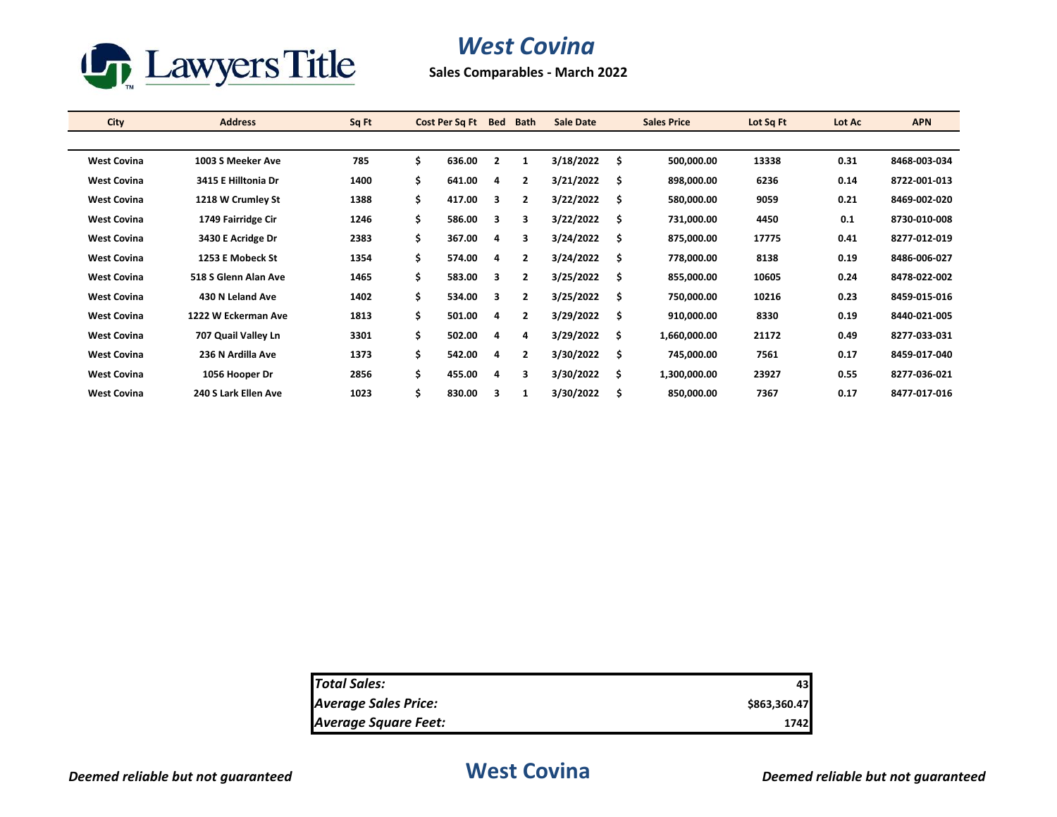# West Covina

**Sales Comparables - March 2022**

| City | Address | Sq Ft | Cost Per Sq Ft | Bed | Bath | Sale Date | Sales Price | Lot Sq Ft | Lot Ac | APN |
|---|---|---|---|---|---|---|---|---|---|---|
| West Covina | 1003 S Meeker Ave | 785 | $ 636.00 | 2 | 1 | 3/18/2022 | $ 500,000.00 | 13338 | 0.31 | 8468-003-034 |
| West Covina | 3415 E Hilltonia Dr | 1400 | $ 641.00 | 4 | 2 | 3/21/2022 | $ 898,000.00 | 6236 | 0.14 | 8722-001-013 |
| West Covina | 1218 W Crumley St | 1388 | $ 417.00 | 3 | 2 | 3/22/2022 | $ 580,000.00 | 9059 | 0.21 | 8469-002-020 |
| West Covina | 1749 Fairridge Cir | 1246 | $ 586.00 | 3 | 3 | 3/22/2022 | $ 731,000.00 | 4450 | 0.1 | 8730-010-008 |
| West Covina | 3430 E Acridge Dr | 2383 | $ 367.00 | 4 | 3 | 3/24/2022 | $ 875,000.00 | 17775 | 0.41 | 8277-012-019 |
| West Covina | 1253 E Mobeck St | 1354 | $ 574.00 | 4 | 2 | 3/24/2022 | $ 778,000.00 | 8138 | 0.19 | 8486-006-027 |
| West Covina | 518 S Glenn Alan Ave | 1465 | $ 583.00 | 3 | 2 | 3/25/2022 | $ 855,000.00 | 10605 | 0.24 | 8478-022-002 |
| West Covina | 430 N Leland Ave | 1402 | $ 534.00 | 3 | 2 | 3/25/2022 | $ 750,000.00 | 10216 | 0.23 | 8459-015-016 |
| West Covina | 1222 W Eckerman Ave | 1813 | $ 501.00 | 4 | 2 | 3/29/2022 | $ 910,000.00 | 8330 | 0.19 | 8440-021-005 |
| West Covina | 707 Quail Valley Ln | 3301 | $ 502.00 | 4 | 4 | 3/29/2022 | $ 1,660,000.00 | 21172 | 0.49 | 8277-033-031 |
| West Covina | 236 N Ardilla Ave | 1373 | $ 542.00 | 4 | 2 | 3/30/2022 | $ 745,000.00 | 7561 | 0.17 | 8459-017-040 |
| West Covina | 1056 Hooper Dr | 2856 | $ 455.00 | 4 | 3 | 3/30/2022 | $ 1,300,000.00 | 23927 | 0.55 | 8277-036-021 |
| West Covina | 240 S Lark Ellen Ave | 1023 | $ 830.00 | 3 | 1 | 3/30/2022 | $ 850,000.00 | 7367 | 0.17 | 8477-017-016 |

| | |
|---|---|
| ***Total Sales:*** | **43** |
| ***Average Sales Price:*** | **$863,360.47** |
| ***Average Square Feet:*** | **1742** |

*Deemed reliable but not guaranteed*

**West Covina**

*Deemed reliable but not guaranteed*